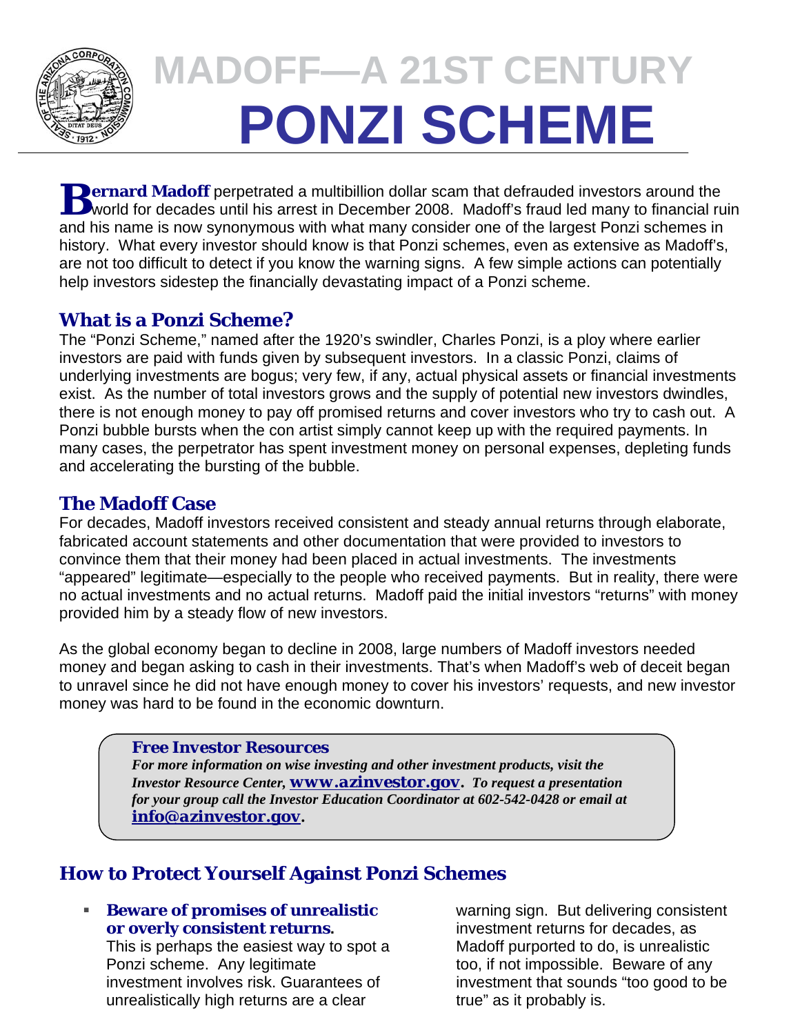# MADOFF—A 21ST CENTURY PONZI SCHEME

**Bernard Madoff** perpetrated a multibillion dollar scam that defrauded investors around the world for decades until his arrest in December 2008. Madoff's fraud led many to financial ruin and his name is now synonymous with what many consider one of the largest Ponzi schemes in history. What every investor should know is that Ponzi schemes, even as extensive as Madoff's, are not too difficult to detect if you know the warning signs. A few simple actions can potentially help investors sidestep the financially devastating impact of a Ponzi scheme.

## What is a Ponzi Scheme?

The "Ponzi Scheme," named after the 1920's swindler, Charles Ponzi, is a ploy where earlier investors are paid with funds given by subsequent investors. In a classic Ponzi, claims of underlying investments are bogus; very few, if any, actual physical assets or financial investments exist. As the number of total investors grows and the supply of potential new investors dwindles, there is not enough money to pay off promised returns and cover investors who try to cash out. A Ponzi bubble bursts when the con artist simply cannot keep up with the required payments. In many cases, the perpetrator has spent investment money on personal expenses, depleting funds and accelerating the bursting of the bubble.

## The Madoff Case

For decades, Madoff investors received consistent and steady annual returns through elaborate, fabricated account statements and other documentation that were provided to investors to convince them that their money had been placed in actual investments. The investments "appeared" legitimate—especially to the people who received payments. But in reality, there were no actual investments and no actual returns. Madoff paid the initial investors "returns" with money provided him by a steady flow of new investors.

As the global economy began to decline in 2008, large numbers of Madoff investors needed money and began asking to cash in their investments. That's when Madoff's web of deceit began to unravel since he did not have enough money to cover his investors' requests, and new investor money was hard to be found in the economic downturn.

> **Free Investor Resources**
>
> *For more information on wise investing and other investment products, visit the Investor Resource Center,* **www.azinvestor.gov**. *To request a presentation for your group call the Investor Education Coordinator at 602-542-0428 or email at* **info@azinvestor.gov**.

## How to Protect Yourself Against Ponzi Schemes

- **Beware of promises of unrealistic or overly consistent returns.**
  This is perhaps the easiest way to spot a Ponzi scheme. Any legitimate investment involves risk. Guarantees of unrealistically high returns are a clear warning sign. But delivering consistent investment returns for decades, as Madoff purported to do, is unrealistic too, if not impossible. Beware of any investment that sounds "too good to be true" as it probably is.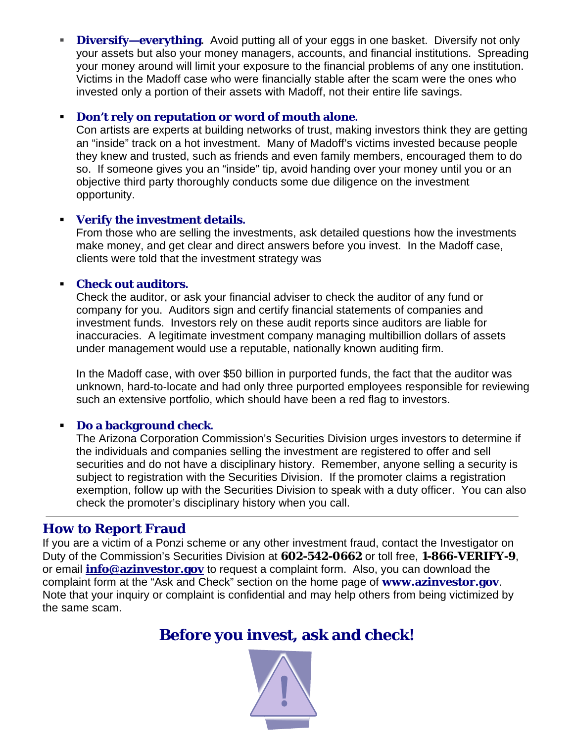- **Diversify—everything.** Avoid putting all of your eggs in one basket. Diversify not only your assets but also your money managers, accounts, and financial institutions. Spreading your money around will limit your exposure to the financial problems of any one institution. Victims in the Madoff case who were financially stable after the scam were the ones who invested only a portion of their assets with Madoff, not their entire life savings.

- **Don't rely on reputation or word of mouth alone.**
  Con artists are experts at building networks of trust, making investors think they are getting an "inside" track on a hot investment. Many of Madoff's victims invested because people they knew and trusted, such as friends and even family members, encouraged them to do so. If someone gives you an "inside" tip, avoid handing over your money until you or an objective third party thoroughly conducts some due diligence on the investment opportunity.

- **Verify the investment details.**
  From those who are selling the investments, ask detailed questions how the investments make money, and get clear and direct answers before you invest. In the Madoff case, clients were told that the investment strategy was

- **Check out auditors.**
  Check the auditor, or ask your financial adviser to check the auditor of any fund or company for you. Auditors sign and certify financial statements of companies and investment funds. Investors rely on these audit reports since auditors are liable for inaccuracies. A legitimate investment company managing multibillion dollars of assets under management would use a reputable, nationally known auditing firm.

  In the Madoff case, with over $50 billion in purported funds, the fact that the auditor was unknown, hard-to-locate and had only three purported employees responsible for reviewing such an extensive portfolio, which should have been a red flag to investors.

- **Do a background check.**
  The Arizona Corporation Commission's Securities Division urges investors to determine if the individuals and companies selling the investment are registered to offer and sell securities and do not have a disciplinary history. Remember, anyone selling a security is subject to registration with the Securities Division. If the promoter claims a registration exemption, follow up with the Securities Division to speak with a duty officer. You can also check the promoter's disciplinary history when you call.

---

## How to Report Fraud

If you are a victim of a Ponzi scheme or any other investment fraud, contact the Investigator on Duty of the Commission's Securities Division at **602-542-0662** or toll free, **1-866-VERIFY-9**, or email **info@azinvestor.gov** to request a complaint form. Also, you can download the complaint form at the "Ask and Check" section on the home page of **www.azinvestor.gov**. Note that your inquiry or complaint is confidential and may help others from being victimized by the same scam.

## Before you invest, ask and check!